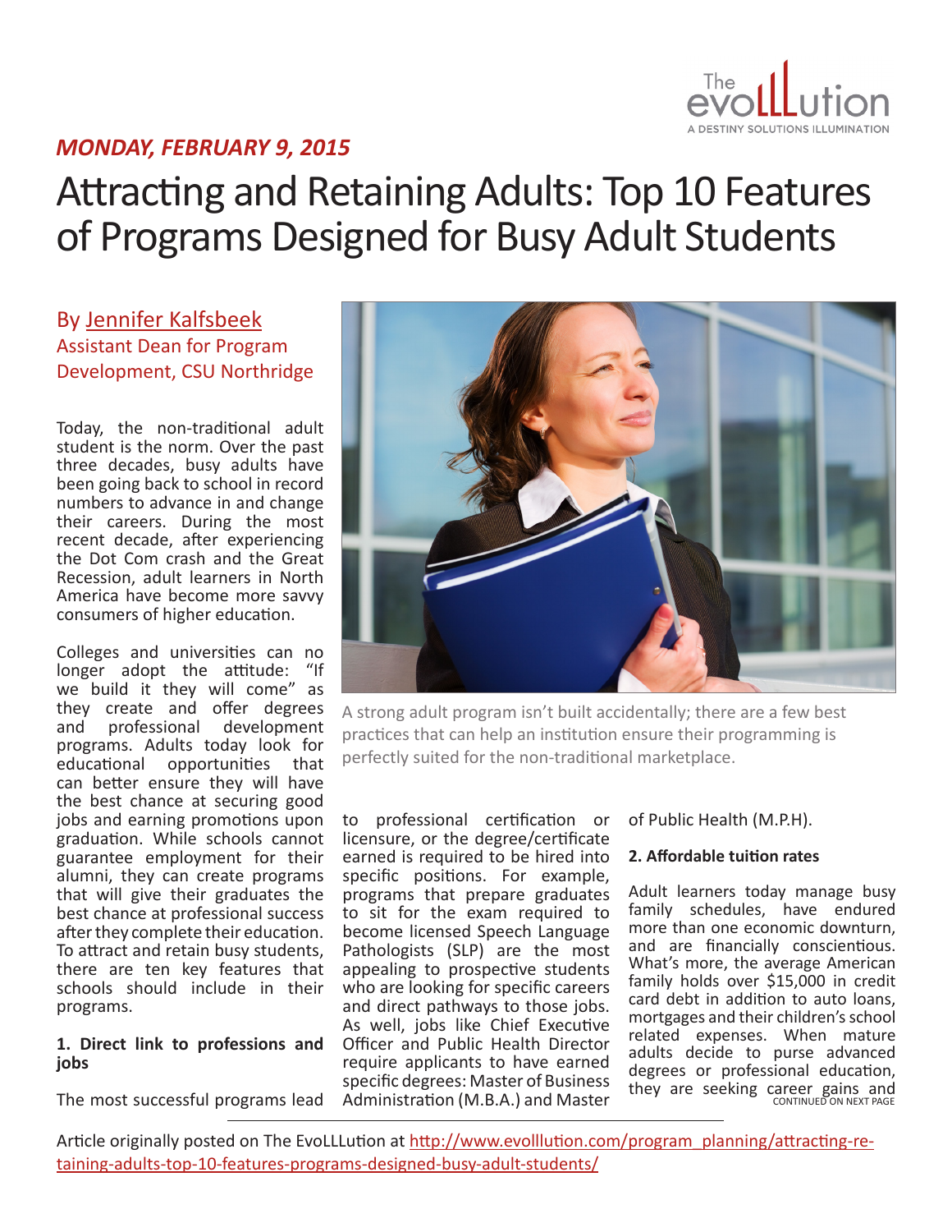*MONDAY, FEBRUARY 9, 2015*

# Attracting and Retaining Adults: Top 10 Features of Programs Designed for Busy Adult Students

By Jennifer Kalfsbeek
Assistant Dean for Program Development, CSU Northridge

A strong adult program isn't built accidentally; there are a few best practices that can help an institution ensure their programming is perfectly suited for the non-traditional marketplace.

Today, the non-traditional adult student is the norm. Over the past three decades, busy adults have been going back to school in record numbers to advance in and change their careers. During the most recent decade, after experiencing the Dot Com crash and the Great Recession, adult learners in North America have become more savvy consumers of higher education.

Colleges and universities can no longer adopt the attitude: "If we build it they will come" as they create and offer degrees and professional development programs. Adults today look for educational opportunities that can better ensure they will have the best chance at securing good jobs and earning promotions upon graduation. While schools cannot guarantee employment for their alumni, they can create programs that will give their graduates the best chance at professional success after they complete their education. To attract and retain busy students, there are ten key features that schools should include in their programs.

**1. Direct link to professions and jobs**

The most successful programs lead to professional certification or licensure, or the degree/certificate earned is required to be hired into specific positions. For example, programs that prepare graduates to sit for the exam required to become licensed Speech Language Pathologists (SLP) are the most appealing to prospective students who are looking for specific careers and direct pathways to those jobs. As well, jobs like Chief Executive Officer and Public Health Director require applicants to have earned specific degrees: Master of Business Administration (M.B.A.) and Master of Public Health (M.P.H).

**2. Affordable tuition rates**

Adult learners today manage busy family schedules, have endured more than one economic downturn, and are financially conscientious. What's more, the average American family holds over $15,000 in credit card debt in addition to auto loans, mortgages and their children's school related expenses. When mature adults decide to purse advanced degrees or professional education, they are seeking career gains and

CONTINUED ON NEXT PAGE

Article originally posted on The EvoLLLution at http://www.evolllution.com/program_planning/attracting-retaining-adults-top-10-features-programs-designed-busy-adult-students/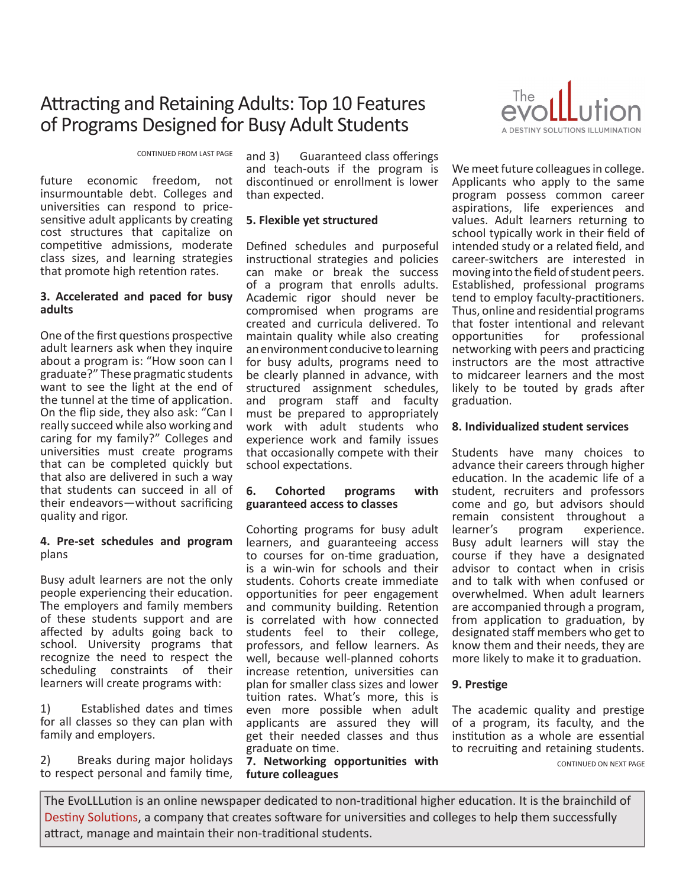# Attracting and Retaining Adults: Top 10 Features of Programs Designed for Busy Adult Students

CONTINUED FROM LAST PAGE

future economic freedom, not insurmountable debt. Colleges and universities can respond to price-sensitive adult applicants by creating cost structures that capitalize on competitive admissions, moderate class sizes, and learning strategies that promote high retention rates.

**3. Accelerated and paced for busy adults**

One of the first questions prospective adult learners ask when they inquire about a program is: "How soon can I graduate?" These pragmatic students want to see the light at the end of the tunnel at the time of application. On the flip side, they also ask: "Can I really succeed while also working and caring for my family?" Colleges and universities must create programs that can be completed quickly but that also are delivered in such a way that students can succeed in all of their endeavors—without sacrificing quality and rigor.

**4. Pre-set schedules and program** plans

Busy adult learners are not the only people experiencing their education. The employers and family members of these students support and are affected by adults going back to school. University programs that recognize the need to respect the scheduling constraints of their learners will create programs with:

1) Established dates and times for all classes so they can plan with family and employers.

2) Breaks during major holidays to respect personal and family time, and 3) Guaranteed class offerings and teach-outs if the program is discontinued or enrollment is lower than expected.

**5. Flexible yet structured**

Defined schedules and purposeful instructional strategies and policies can make or break the success of a program that enrolls adults. Academic rigor should never be compromised when programs are created and curricula delivered. To maintain quality while also creating an environment conducive to learning for busy adults, programs need to be clearly planned in advance, with structured assignment schedules, and program staff and faculty must be prepared to appropriately work with adult students who experience work and family issues that occasionally compete with their school expectations.

**6. Cohorted programs with guaranteed access to classes**

Cohorting programs for busy adult learners, and guaranteeing access to courses for on-time graduation, is a win-win for schools and their students. Cohorts create immediate opportunities for peer engagement and community building. Retention is correlated with how connected students feel to their college, professors, and fellow learners. As well, because well-planned cohorts increase retention, universities can plan for smaller class sizes and lower tuition rates. What's more, this is even more possible when adult applicants are assured they will get their needed classes and thus graduate on time.

**7. Networking opportunities with future colleagues**

We meet future colleagues in college. Applicants who apply to the same program possess common career aspirations, life experiences and values. Adult learners returning to school typically work in their field of intended study or a related field, and career-switchers are interested in moving into the field of student peers. Established, professional programs tend to employ faculty-practitioners. Thus, online and residential programs that foster intentional and relevant opportunities for professional networking with peers and practicing instructors are the most attractive to midcareer learners and the most likely to be touted by grads after graduation.

**8. Individualized student services**

Students have many choices to advance their careers through higher education. In the academic life of a student, recruiters and professors come and go, but advisors should remain consistent throughout a learner's program experience. Busy adult learners will stay the course if they have a designated advisor to contact when in crisis and to talk with when confused or overwhelmed. When adult learners are accompanied through a program, from application to graduation, by designated staff members who get to know them and their needs, they are more likely to make it to graduation.

**9. Prestige**

The academic quality and prestige of a program, its faculty, and the institution as a whole are essential to recruiting and retaining students.

CONTINUED ON NEXT PAGE

The EvoLLLution is an online newspaper dedicated to non-traditional higher education. It is the brainchild of Destiny Solutions, a company that creates software for universities and colleges to help them successfully attract, manage and maintain their non-traditional students.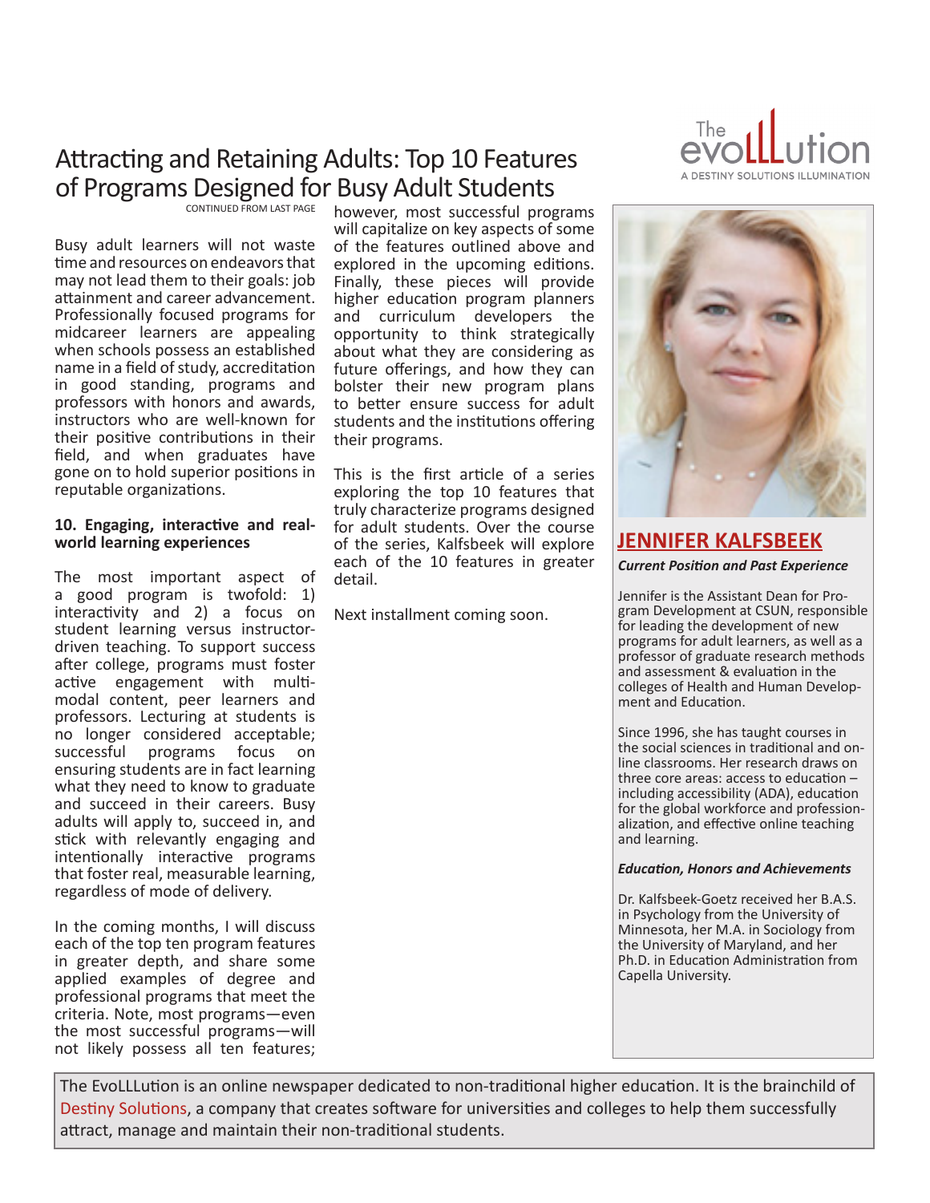# Attracting and Retaining Adults: Top 10 Features of Programs Designed for Busy Adult Students

CONTINUED FROM LAST PAGE

Busy adult learners will not waste time and resources on endeavors that may not lead them to their goals: job attainment and career advancement. Professionally focused programs for midcareer learners are appealing when schools possess an established name in a field of study, accreditation in good standing, programs and professors with honors and awards, instructors who are well-known for their positive contributions in their field, and when graduates have gone on to hold superior positions in reputable organizations.

**10. Engaging, interactive and real-world learning experiences**

The most important aspect of a good program is twofold: 1) interactivity and 2) a focus on student learning versus instructor-driven teaching. To support success after college, programs must foster active engagement with multi-modal content, peer learners and professors. Lecturing at students is no longer considered acceptable; successful programs focus on ensuring students are in fact learning what they need to know to graduate and succeed in their careers. Busy adults will apply to, succeed in, and stick with relevantly engaging and intentionally interactive programs that foster real, measurable learning, regardless of mode of delivery.

In the coming months, I will discuss each of the top ten program features in greater depth, and share some applied examples of degree and professional programs that meet the criteria. Note, most programs—even the most successful programs—will not likely possess all ten features; however, most successful programs will capitalize on key aspects of some of the features outlined above and explored in the upcoming editions. Finally, these pieces will provide higher education program planners and curriculum developers the opportunity to think strategically about what they are considering as future offerings, and how they can bolster their new program plans to better ensure success for adult students and the institutions offering their programs.

This is the first article of a series exploring the top 10 features that truly characterize programs designed for adult students. Over the course of the series, Kalfsbeek will explore each of the 10 features in greater detail.

Next installment coming soon.

The evoLLLution — A DESTINY SOLUTIONS ILLUMINATION

## JENNIFER KALFSBEEK

***Current Position and Past Experience***

Jennifer is the Assistant Dean for Program Development at CSUN, responsible for leading the development of new programs for adult learners, as well as a professor of graduate research methods and assessment & evaluation in the colleges of Health and Human Development and Education.

Since 1996, she has taught courses in the social sciences in traditional and online classrooms. Her research draws on three core areas: access to education – including accessibility (ADA), education for the global workforce and professionalization, and effective online teaching and learning.

***Education, Honors and Achievements***

Dr. Kalfsbeek-Goetz received her B.A.S. in Psychology from the University of Minnesota, her M.A. in Sociology from the University of Maryland, and her Ph.D. in Education Administration from Capella University.

The EvoLLLution is an online newspaper dedicated to non-traditional higher education. It is the brainchild of Destiny Solutions, a company that creates software for universities and colleges to help them successfully attract, manage and maintain their non-traditional students.